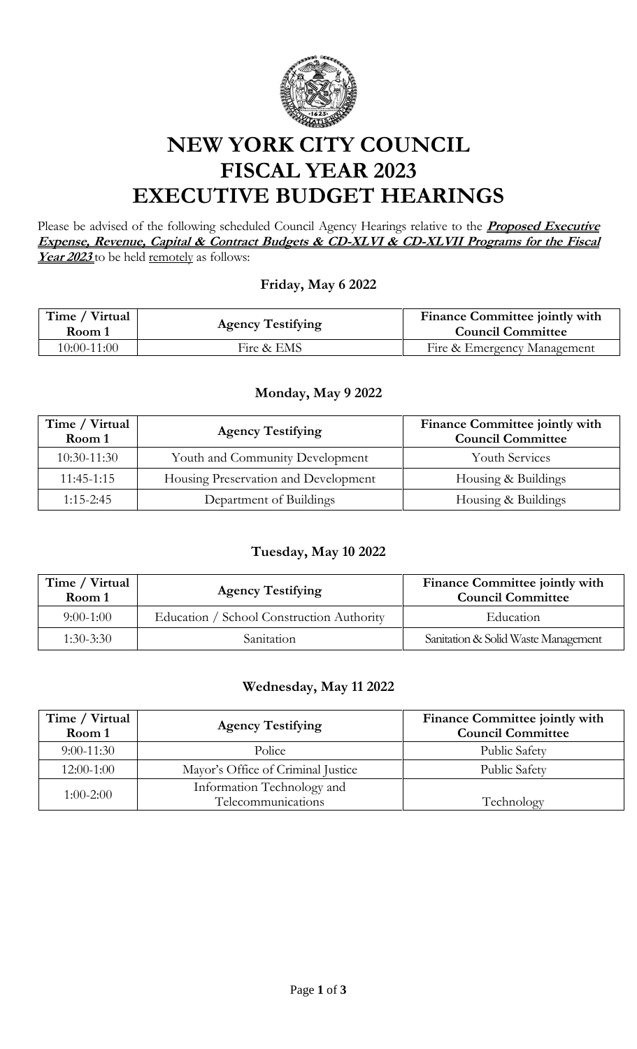# NEW YORK CITY COUNCIL
# FISCAL YEAR 2023
# EXECUTIVE BUDGET HEARINGS

Please be advised of the following scheduled Council Agency Hearings relative to the ***Proposed Executive Expense, Revenue, Capital & Contract Budgets & CD-XLVI & CD-XLVII Programs for the Fiscal Year 2023*** to be held remotely as follows:

### Friday, May 6 2022

| Time / Virtual Room 1 | Agency Testifying | Finance Committee jointly with Council Committee |
|---|---|---|
| 10:00-11:00 | Fire & EMS | Fire & Emergency Management |

### Monday, May 9 2022

| Time / Virtual Room 1 | Agency Testifying | Finance Committee jointly with Council Committee |
|---|---|---|
| 10:30-11:30 | Youth and Community Development | Youth Services |
| 11:45-1:15 | Housing Preservation and Development | Housing & Buildings |
| 1:15-2:45 | Department of Buildings | Housing & Buildings |

### Tuesday, May 10 2022

| Time / Virtual Room 1 | Agency Testifying | Finance Committee jointly with Council Committee |
|---|---|---|
| 9:00-1:00 | Education / School Construction Authority | Education |
| 1:30-3:30 | Sanitation | Sanitation & Solid Waste Management |

### Wednesday, May 11 2022

| Time / Virtual Room 1 | Agency Testifying | Finance Committee jointly with Council Committee |
|---|---|---|
| 9:00-11:30 | Police | Public Safety |
| 12:00-1:00 | Mayor's Office of Criminal Justice | Public Safety |
| 1:00-2:00 | Information Technology and Telecommunications | Technology |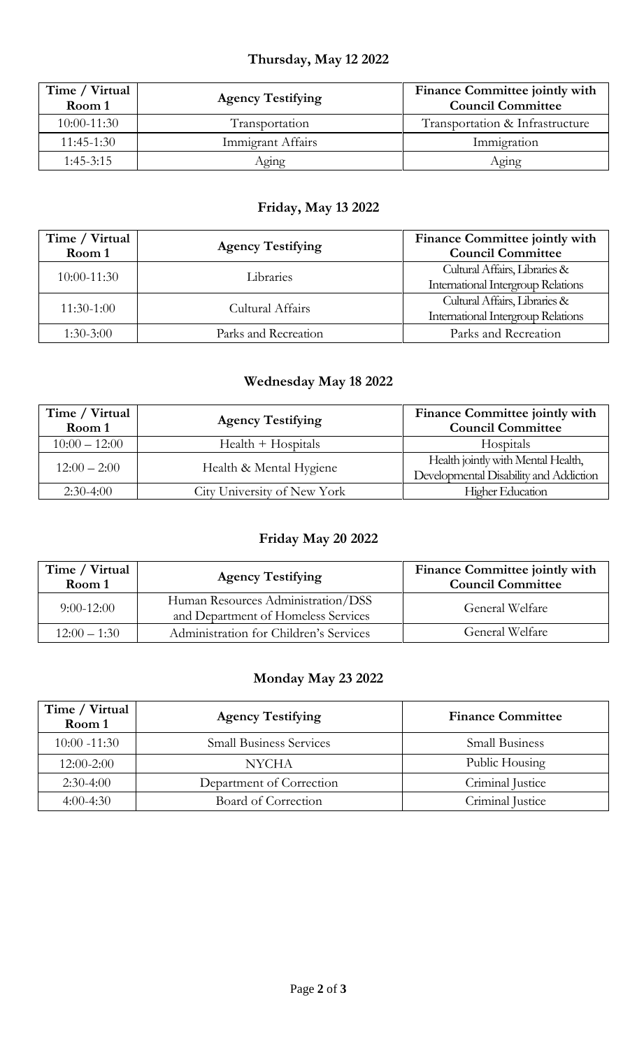### Thursday, May 12 2022

| Time / Virtual Room 1 | Agency Testifying | Finance Committee jointly with Council Committee |
|---|---|---|
| 10:00-11:30 | Transportation | Transportation & Infrastructure |
| 11:45-1:30 | Immigrant Affairs | Immigration |
| 1:45-3:15 | Aging | Aging |

### Friday, May 13 2022

| Time / Virtual Room 1 | Agency Testifying | Finance Committee jointly with Council Committee |
|---|---|---|
| 10:00-11:30 | Libraries | Cultural Affairs, Libraries & International Intergroup Relations |
| 11:30-1:00 | Cultural Affairs | Cultural Affairs, Libraries & International Intergroup Relations |
| 1:30-3:00 | Parks and Recreation | Parks and Recreation |

### Wednesday May 18 2022

| Time / Virtual Room 1 | Agency Testifying | Finance Committee jointly with Council Committee |
|---|---|---|
| 10:00 – 12:00 | Health + Hospitals | Hospitals |
| 12:00 – 2:00 | Health & Mental Hygiene | Health jointly with Mental Health, Developmental Disability and Addiction |
| 2:30-4:00 | City University of New York | Higher Education |

### Friday May 20 2022

| Time / Virtual Room 1 | Agency Testifying | Finance Committee jointly with Council Committee |
|---|---|---|
| 9:00-12:00 | Human Resources Administration/DSS and Department of Homeless Services | General Welfare |
| 12:00 – 1:30 | Administration for Children's Services | General Welfare |

### Monday May 23 2022

| Time / Virtual Room 1 | Agency Testifying | Finance Committee |
|---|---|---|
| 10:00 -11:30 | Small Business Services | Small Business |
| 12:00-2:00 | NYCHA | Public Housing |
| 2:30-4:00 | Department of Correction | Criminal Justice |
| 4:00-4:30 | Board of Correction | Criminal Justice |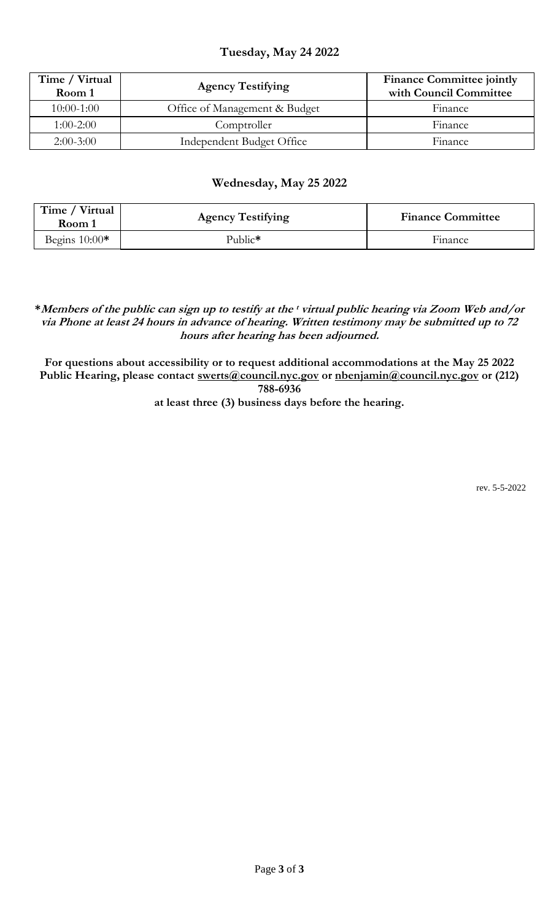### Tuesday, May 24 2022

| Time / Virtual Room 1 | Agency Testifying | Finance Committee jointly with Council Committee |
|---|---|---|
| 10:00-1:00 | Office of Management & Budget | Finance |
| 1:00-2:00 | Comptroller | Finance |
| 2:00-3:00 | Independent Budget Office | Finance |

### Wednesday, May 25 2022

| Time / Virtual Room 1 | Agency Testifying | Finance Committee |
|---|---|---|
| Begins 10:00* | Public* | Finance |

***Members of the public can sign up to testify at the ' virtual public hearing via Zoom Web and/or via Phone at least 24 hours in advance of hearing. Written testimony may be submitted up to 72 hours after hearing has been adjourned.***

**For questions about accessibility or to request additional accommodations at the May 25 2022 Public Hearing, please contact swerts@council.nyc.gov or nbenjamin@council.nyc.gov or (212) 788-6936 at least three (3) business days before the hearing.**

rev. 5-5-2022